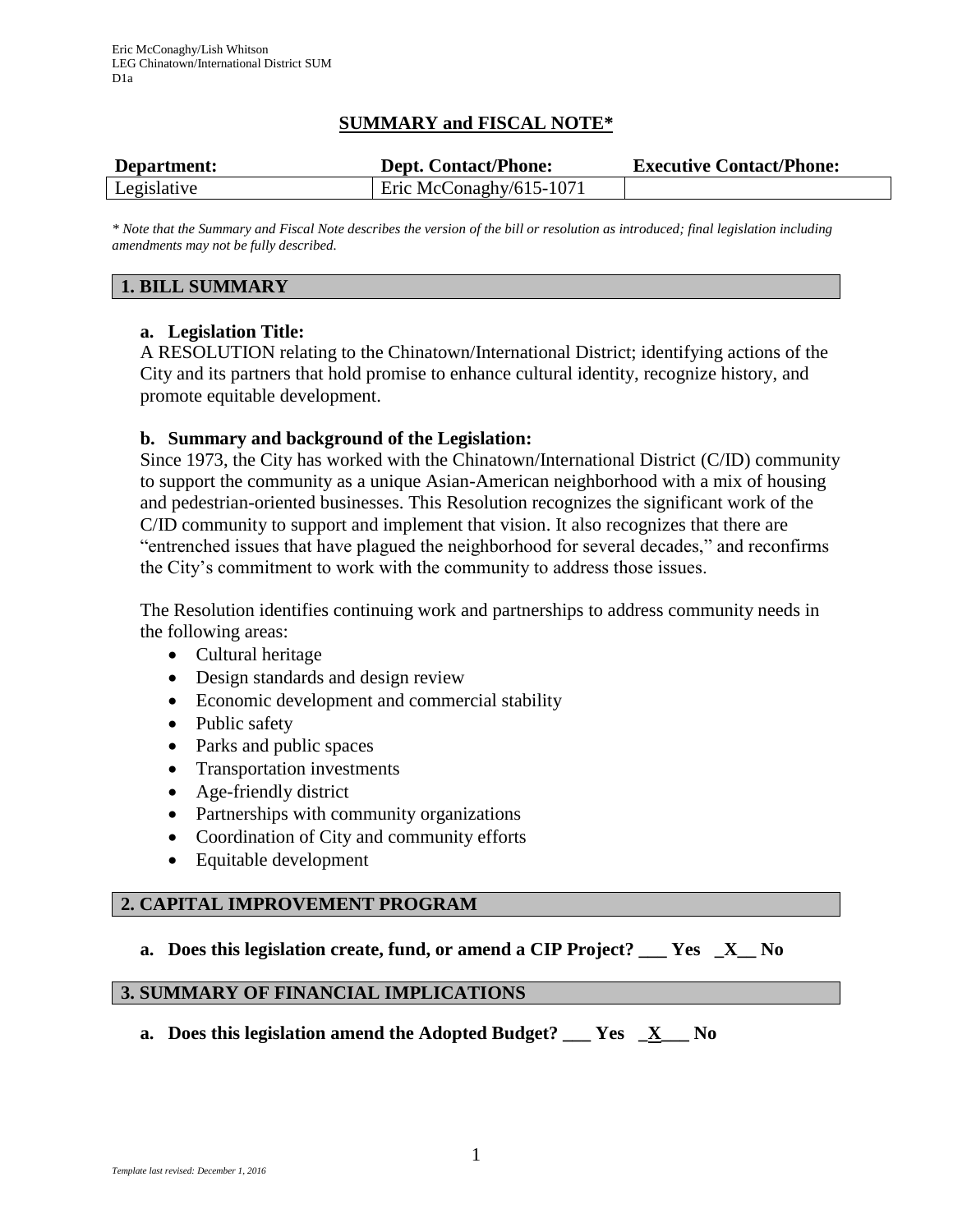Eric McConaghy/Lish Whitson
LEG Chinatown/International District SUM
D1a

# SUMMARY and FISCAL NOTE*

| Department: | Dept. Contact/Phone: | Executive Contact/Phone: |
|---|---|---|
| Legislative | Eric McConaghy/615-1071 | |

*\* Note that the Summary and Fiscal Note describes the version of the bill or resolution as introduced; final legislation including amendments may not be fully described.*

## 1. BILL SUMMARY

**a. Legislation Title:**
A RESOLUTION relating to the Chinatown/International District; identifying actions of the City and its partners that hold promise to enhance cultural identity, recognize history, and promote equitable development.

**b. Summary and background of the Legislation:**
Since 1973, the City has worked with the Chinatown/International District (C/ID) community to support the community as a unique Asian-American neighborhood with a mix of housing and pedestrian-oriented businesses. This Resolution recognizes the significant work of the C/ID community to support and implement that vision. It also recognizes that there are "entrenched issues that have plagued the neighborhood for several decades," and reconfirms the City's commitment to work with the community to address those issues.

The Resolution identifies continuing work and partnerships to address community needs in the following areas:

- Cultural heritage
- Design standards and design review
- Economic development and commercial stability
- Public safety
- Parks and public spaces
- Transportation investments
- Age-friendly district
- Partnerships with community organizations
- Coordination of City and community efforts
- Equitable development

## 2. CAPITAL IMPROVEMENT PROGRAM

**a. Does this legislation create, fund, or amend a CIP Project? ___ Yes _X__ No**

## 3. SUMMARY OF FINANCIAL IMPLICATIONS

**a. Does this legislation amend the Adopted Budget? ___ Yes _X___ No**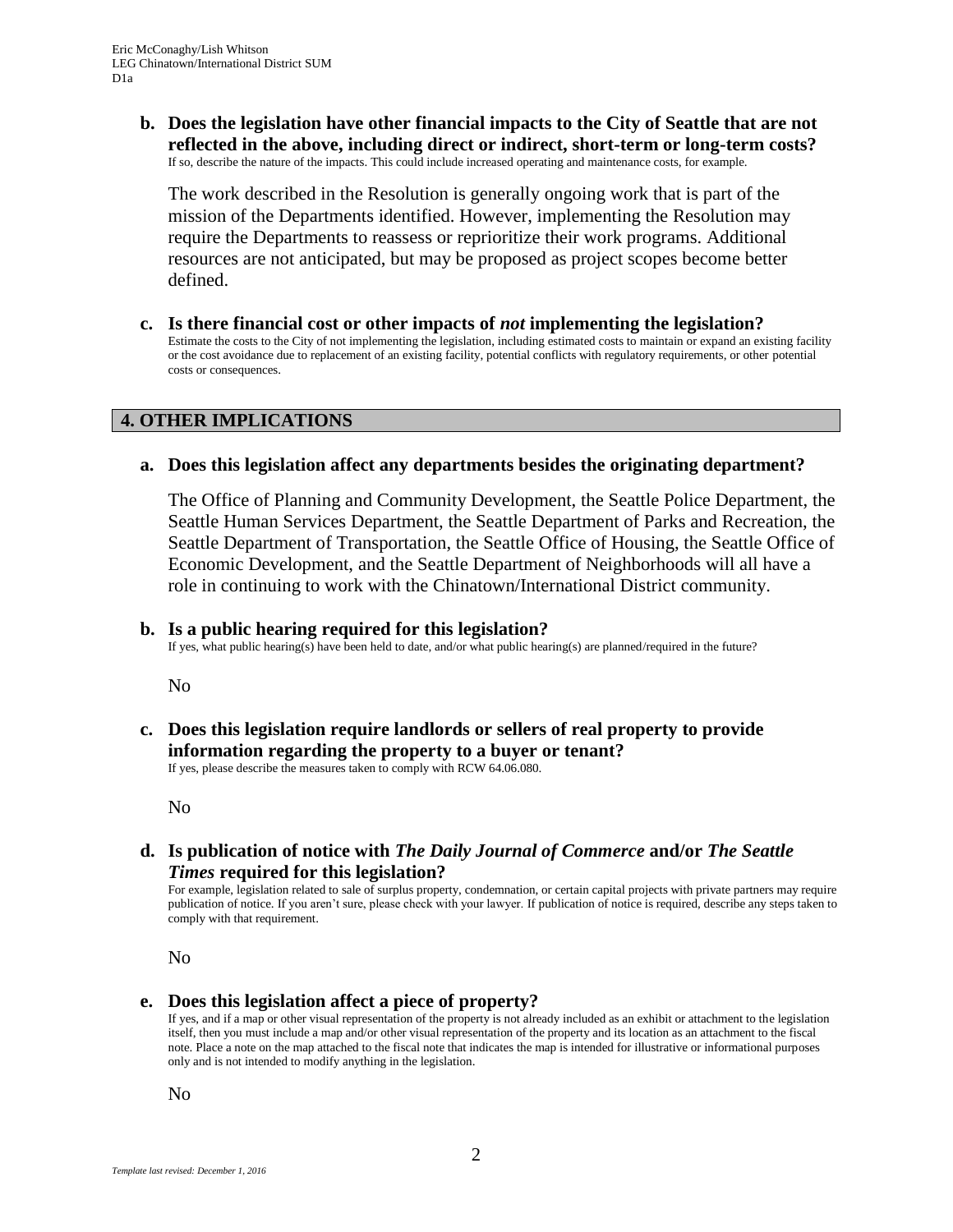**b. Does the legislation have other financial impacts to the City of Seattle that are not reflected in the above, including direct or indirect, short-term or long-term costs?**

If so, describe the nature of the impacts. This could include increased operating and maintenance costs, for example.

The work described in the Resolution is generally ongoing work that is part of the mission of the Departments identified. However, implementing the Resolution may require the Departments to reassess or reprioritize their work programs. Additional resources are not anticipated, but may be proposed as project scopes become better defined.

**c. Is there financial cost or other impacts of *not* implementing the legislation?**

Estimate the costs to the City of not implementing the legislation, including estimated costs to maintain or expand an existing facility or the cost avoidance due to replacement of an existing facility, potential conflicts with regulatory requirements, or other potential costs or consequences.

## 4. OTHER IMPLICATIONS

**a. Does this legislation affect any departments besides the originating department?**

The Office of Planning and Community Development, the Seattle Police Department, the Seattle Human Services Department, the Seattle Department of Parks and Recreation, the Seattle Department of Transportation, the Seattle Office of Housing, the Seattle Office of Economic Development, and the Seattle Department of Neighborhoods will all have a role in continuing to work with the Chinatown/International District community.

**b. Is a public hearing required for this legislation?**

If yes, what public hearing(s) have been held to date, and/or what public hearing(s) are planned/required in the future?

No

**c. Does this legislation require landlords or sellers of real property to provide information regarding the property to a buyer or tenant?**

If yes, please describe the measures taken to comply with RCW 64.06.080.

No

**d. Is publication of notice with *The Daily Journal of Commerce* and/or *The Seattle Times* required for this legislation?**

For example, legislation related to sale of surplus property, condemnation, or certain capital projects with private partners may require publication of notice. If you aren't sure, please check with your lawyer. If publication of notice is required, describe any steps taken to comply with that requirement.

No

**e. Does this legislation affect a piece of property?**

If yes, and if a map or other visual representation of the property is not already included as an exhibit or attachment to the legislation itself, then you must include a map and/or other visual representation of the property and its location as an attachment to the fiscal note. Place a note on the map attached to the fiscal note that indicates the map is intended for illustrative or informational purposes only and is not intended to modify anything in the legislation.

No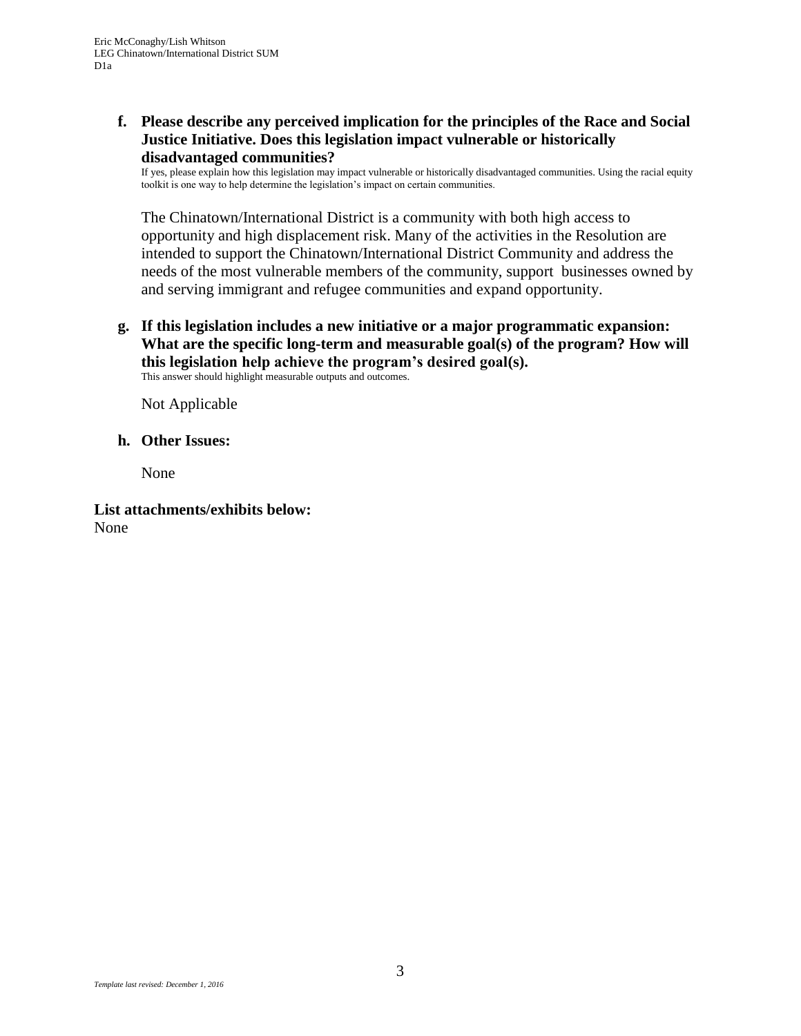**f. Please describe any perceived implication for the principles of the Race and Social Justice Initiative. Does this legislation impact vulnerable or historically disadvantaged communities?**

If yes, please explain how this legislation may impact vulnerable or historically disadvantaged communities. Using the racial equity toolkit is one way to help determine the legislation's impact on certain communities.

The Chinatown/International District is a community with both high access to opportunity and high displacement risk. Many of the activities in the Resolution are intended to support the Chinatown/International District Community and address the needs of the most vulnerable members of the community, support businesses owned by and serving immigrant and refugee communities and expand opportunity.

**g. If this legislation includes a new initiative or a major programmatic expansion: What are the specific long-term and measurable goal(s) of the program? How will this legislation help achieve the program's desired goal(s).**

This answer should highlight measurable outputs and outcomes.

Not Applicable

**h. Other Issues:**

None

**List attachments/exhibits below:**

None